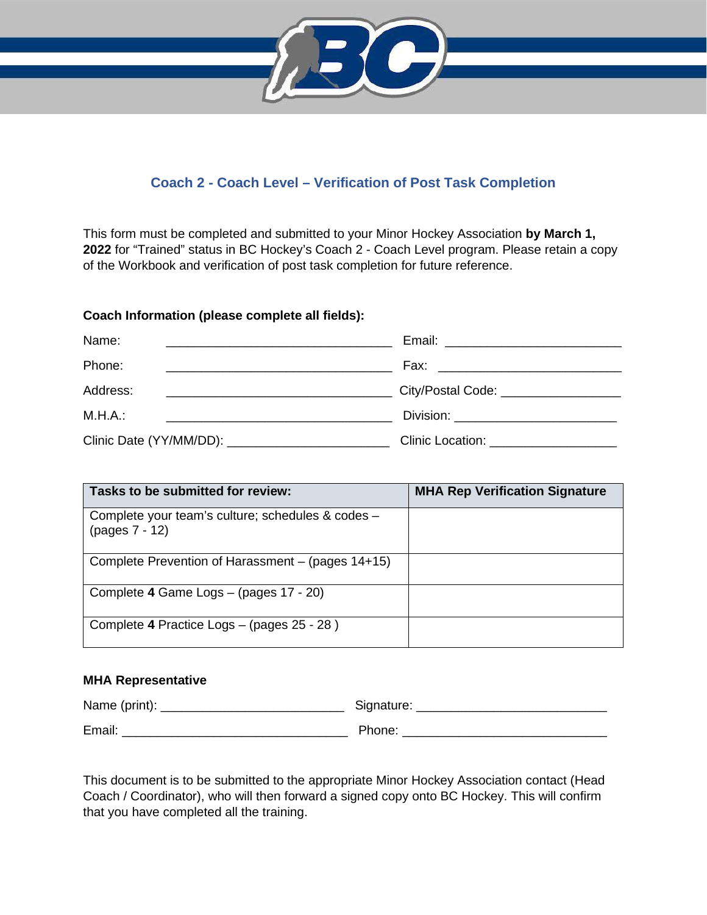## Coach 2 - Coach Level – Verification of Post Task Completion

This form must be completed and submitted to your Minor Hockey Association **by March 1, 2022** for "Trained" status in BC Hockey's Coach 2 - Coach Level program. Please retain a copy of the Workbook and verification of post task completion for future reference.

**Coach Information (please complete all fields):**

Name: ______________________________ Email: ______________________

Phone: ______________________________ Fax: ______________________

Address: ______________________________ City/Postal Code: ________________

M.H.A.: ______________________________ Division: ______________________

Clinic Date (YY/MM/DD): ______________________ Clinic Location: __________________

| Tasks to be submitted for review: | MHA Rep Verification Signature |
| --- | --- |
| Complete your team's culture; schedules & codes – (pages 7 - 12) | |
| Complete Prevention of Harassment – (pages 14+15) | |
| Complete **4** Game Logs – (pages 17 - 20) | |
| Complete **4** Practice Logs – (pages 25 - 28 ) | |

**MHA Representative**

Name (print): ________________________ Signature: ________________________

Email: ______________________________ Phone: ___________________________

This document is to be submitted to the appropriate Minor Hockey Association contact (Head Coach / Coordinator), who will then forward a signed copy onto BC Hockey. This will confirm that you have completed all the training.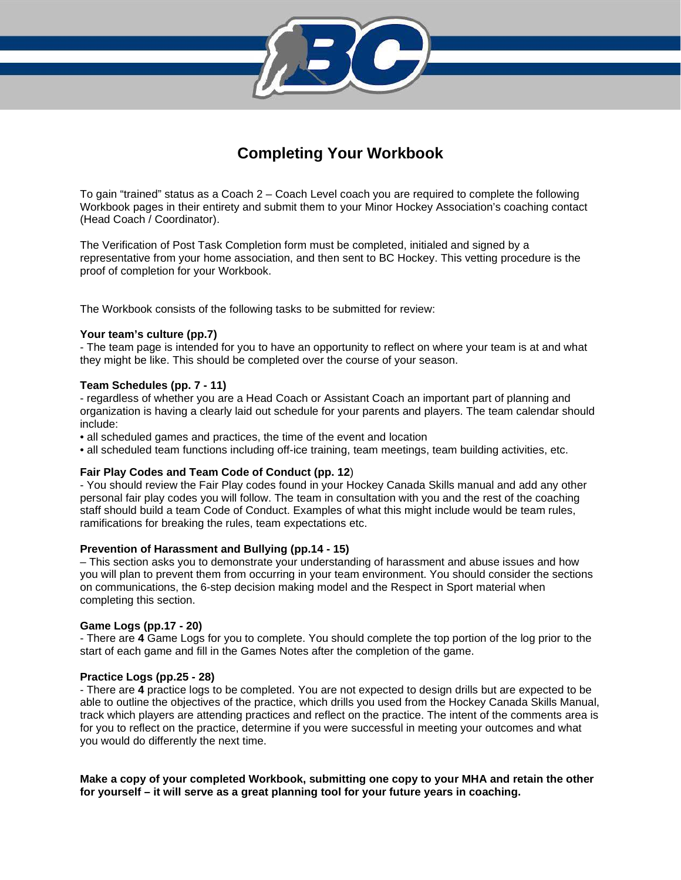# Completing Your Workbook

To gain "trained" status as a Coach 2 – Coach Level coach you are required to complete the following Workbook pages in their entirety and submit them to your Minor Hockey Association's coaching contact (Head Coach / Coordinator).

The Verification of Post Task Completion form must be completed, initialed and signed by a representative from your home association, and then sent to BC Hockey. This vetting procedure is the proof of completion for your Workbook.

The Workbook consists of the following tasks to be submitted for review:

**Your team's culture (pp.7)**
- The team page is intended for you to have an opportunity to reflect on where your team is at and what they might be like. This should be completed over the course of your season.

**Team Schedules (pp. 7 - 11)**
- regardless of whether you are a Head Coach or Assistant Coach an important part of planning and organization is having a clearly laid out schedule for your parents and players. The team calendar should include:

- all scheduled games and practices, the time of the event and location
- all scheduled team functions including off-ice training, team meetings, team building activities, etc.

**Fair Play Codes and Team Code of Conduct (pp. 12)**
- You should review the Fair Play codes found in your Hockey Canada Skills manual and add any other personal fair play codes you will follow. The team in consultation with you and the rest of the coaching staff should build a team Code of Conduct. Examples of what this might include would be team rules, ramifications for breaking the rules, team expectations etc.

**Prevention of Harassment and Bullying (pp.14 - 15)**
– This section asks you to demonstrate your understanding of harassment and abuse issues and how you will plan to prevent them from occurring in your team environment. You should consider the sections on communications, the 6-step decision making model and the Respect in Sport material when completing this section.

**Game Logs (pp.17 - 20)**
- There are **4** Game Logs for you to complete. You should complete the top portion of the log prior to the start of each game and fill in the Games Notes after the completion of the game.

**Practice Logs (pp.25 - 28)**
- There are **4** practice logs to be completed. You are not expected to design drills but are expected to be able to outline the objectives of the practice, which drills you used from the Hockey Canada Skills Manual, track which players are attending practices and reflect on the practice. The intent of the comments area is for you to reflect on the practice, determine if you were successful in meeting your outcomes and what you would do differently the next time.

**Make a copy of your completed Workbook, submitting one copy to your MHA and retain the other for yourself – it will serve as a great planning tool for your future years in coaching.**